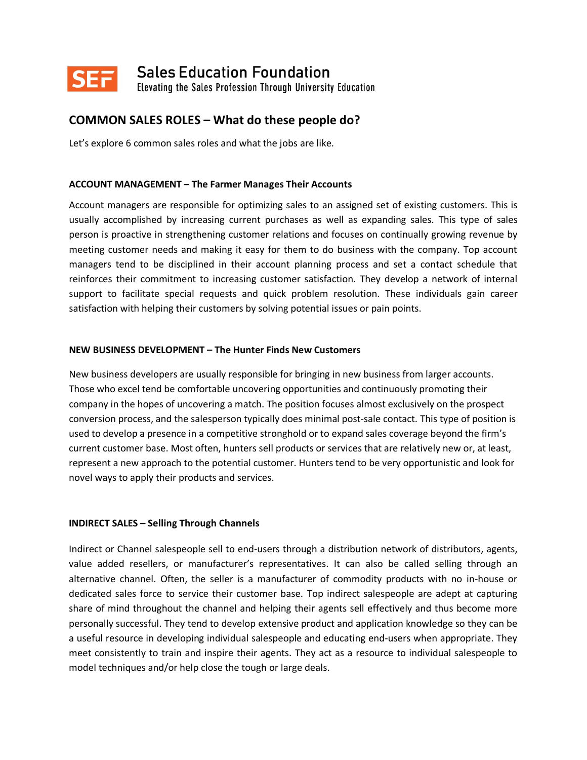**SEF** Sales Education Foundation
Elevating the Sales Profession Through University Education

## COMMON SALES ROLES – What do these people do?

Let's explore 6 common sales roles and what the jobs are like.

### ACCOUNT MANAGEMENT – The Farmer Manages Their Accounts

Account managers are responsible for optimizing sales to an assigned set of existing customers. This is usually accomplished by increasing current purchases as well as expanding sales. This type of sales person is proactive in strengthening customer relations and focuses on continually growing revenue by meeting customer needs and making it easy for them to do business with the company. Top account managers tend to be disciplined in their account planning process and set a contact schedule that reinforces their commitment to increasing customer satisfaction. They develop a network of internal support to facilitate special requests and quick problem resolution. These individuals gain career satisfaction with helping their customers by solving potential issues or pain points.

### NEW BUSINESS DEVELOPMENT – The Hunter Finds New Customers

New business developers are usually responsible for bringing in new business from larger accounts. Those who excel tend be comfortable uncovering opportunities and continuously promoting their company in the hopes of uncovering a match. The position focuses almost exclusively on the prospect conversion process, and the salesperson typically does minimal post-sale contact. This type of position is used to develop a presence in a competitive stronghold or to expand sales coverage beyond the firm's current customer base. Most often, hunters sell products or services that are relatively new or, at least, represent a new approach to the potential customer. Hunters tend to be very opportunistic and look for novel ways to apply their products and services.

### INDIRECT SALES – Selling Through Channels

Indirect or Channel salespeople sell to end-users through a distribution network of distributors, agents, value added resellers, or manufacturer's representatives. It can also be called selling through an alternative channel. Often, the seller is a manufacturer of commodity products with no in-house or dedicated sales force to service their customer base. Top indirect salespeople are adept at capturing share of mind throughout the channel and helping their agents sell effectively and thus become more personally successful. They tend to develop extensive product and application knowledge so they can be a useful resource in developing individual salespeople and educating end-users when appropriate. They meet consistently to train and inspire their agents. They act as a resource to individual salespeople to model techniques and/or help close the tough or large deals.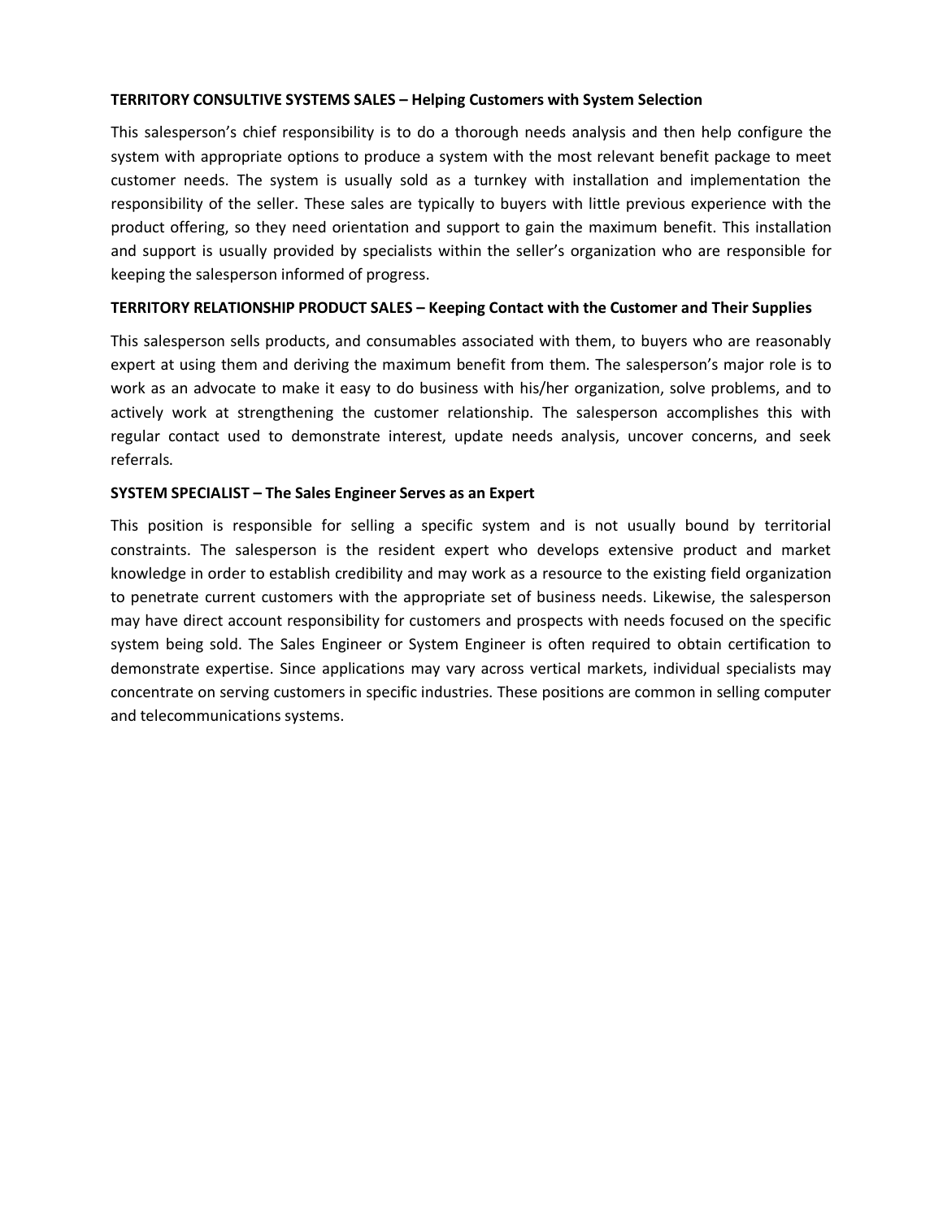**TERRITORY CONSULTIVE SYSTEMS SALES – Helping Customers with System Selection**

This salesperson's chief responsibility is to do a thorough needs analysis and then help configure the system with appropriate options to produce a system with the most relevant benefit package to meet customer needs. The system is usually sold as a turnkey with installation and implementation the responsibility of the seller. These sales are typically to buyers with little previous experience with the product offering, so they need orientation and support to gain the maximum benefit. This installation and support is usually provided by specialists within the seller's organization who are responsible for keeping the salesperson informed of progress.

**TERRITORY RELATIONSHIP PRODUCT SALES – Keeping Contact with the Customer and Their Supplies**

This salesperson sells products, and consumables associated with them, to buyers who are reasonably expert at using them and deriving the maximum benefit from them. The salesperson's major role is to work as an advocate to make it easy to do business with his/her organization, solve problems, and to actively work at strengthening the customer relationship. The salesperson accomplishes this with regular contact used to demonstrate interest, update needs analysis, uncover concerns, and seek referrals.

**SYSTEM SPECIALIST – The Sales Engineer Serves as an Expert**

This position is responsible for selling a specific system and is not usually bound by territorial constraints. The salesperson is the resident expert who develops extensive product and market knowledge in order to establish credibility and may work as a resource to the existing field organization to penetrate current customers with the appropriate set of business needs. Likewise, the salesperson may have direct account responsibility for customers and prospects with needs focused on the specific system being sold. The Sales Engineer or System Engineer is often required to obtain certification to demonstrate expertise. Since applications may vary across vertical markets, individual specialists may concentrate on serving customers in specific industries. These positions are common in selling computer and telecommunications systems.